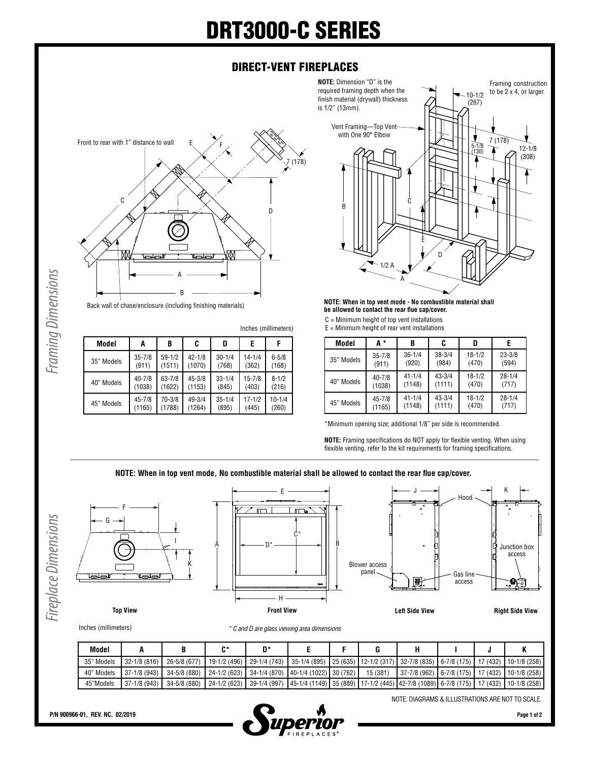# DRT3000-C SERIES

## DIRECT-VENT FIREPLACES

*Framing Dimensions*

Front to rear with 1" distance to wall

Back wall of chase/enclosure (including finishing materials)

7 (178)

**NOTE:** Dimension "D" is the required framing depth when the finish material (drywall) thickness is 1/2" (13mm).

Framing construction to be 2 x 4, or larger.

Vent Framing—Top Vent with One 90° Elbow

10-1/2 (267)

7 (178)

5-1/8 (130)

12-1/8 (308)

1/2 A

Inches (millimeters)

| Model | A | B | C | D | E | F |
|---|---|---|---|---|---|---|
| 35" Models | 35-7/8 (911) | 59-1/2 (1511) | 42-1/8 (1070) | 30-1/4 (768) | 14-1/4 (362) | 6-5/8 (168) |
| 40" Models | 40-7/8 (1038) | 63-7/8 (1622) | 45-3/8 (1153) | 33-1/4 (845) | 15-7/8 (403) | 8-1/2 (216) |
| 45" Models | 45-7/8 (1165) | 70-3/8 (1788) | 49-3/4 (1264) | 35-1/4 (895) | 17-1/2 (445) | 10-1/4 (260) |

**NOTE: When in top vent mode - No combustible material shall be allowed to contact the rear flue cap/cover.**

C = Minimum height of top vent installations
E = Minimum height of rear vent installations

| Model | A * | B | C | D | E |
|---|---|---|---|---|---|
| 35" Models | 35-7/8 (911) | 36-1/4 (920) | 38-3/4 (984) | 18-1/2 (470) | 23-3/8 (594) |
| 40" Models | 40-7/8 (1038) | 41-1/4 (1148) | 43-3/4 (1111) | 18-1/2 (470) | 28-1/4 (717) |
| 45" Models | 45-7/8 (1165) | 41-1/4 (1148) | 43-3/4 (1111) | 18-1/2 (470) | 28-1/4 (717) |

*Minimum opening size; additional 1/8" per side is recommended.

**NOTE:** Framing specifications do NOT apply for flexible venting. When using flexible venting, refer to the kit requirements for framing specifications.

*Fireplace Dimensions*

**NOTE: When in top vent mode, No combustible material shall be allowed to contact the rear flue cap/cover.**

Hood

Blower access panel

Gas line access

Junction box access

**Top View** **Front View** **Left Side View** **Right Side View**

Inches (millimeters)

*\* C and D are glass viewing area dimensions*

| Model | A | B | C* | D* | E | F | G | H | I | J | K |
|---|---|---|---|---|---|---|---|---|---|---|---|
| 35" Models | 32-1/8 (816) | 26-5/8 (677) | 19-1/2 (496) | 29-1/4 (743) | 35-1/4 (895) | 25 (635) | 12-1/2 (317) | 32-7/8 (835) | 6-7/8 (175) | 17 (432) | 10-1/8 (258) |
| 40" Models | 37-1/8 (943) | 34-5/8 (880) | 24-1/2 (623) | 34-1/4 (870) | 40-1/4 (1022) | 30 (762) | 15 (381) | 37-7/8 (962) | 6-7/8 (175) | 17 (432) | 10-1/8 (258) |
| 45"Models | 37-1/8 (943) | 34-5/8 (880) | 24-1/2 (623) | 39-1/4 (997) | 45-1/4 (1149) | 35 (889) | 17-1/2 (445) | 42-7/8 (1089) | 6-7/8 (175) | 17 (432) | 10-1/8 (258) |

NOTE: DIAGRAMS & ILLUSTRATIONS ARE NOT TO SCALE.

P/N 900966-01, REV. NC, 02/2019

Superior FIREPLACES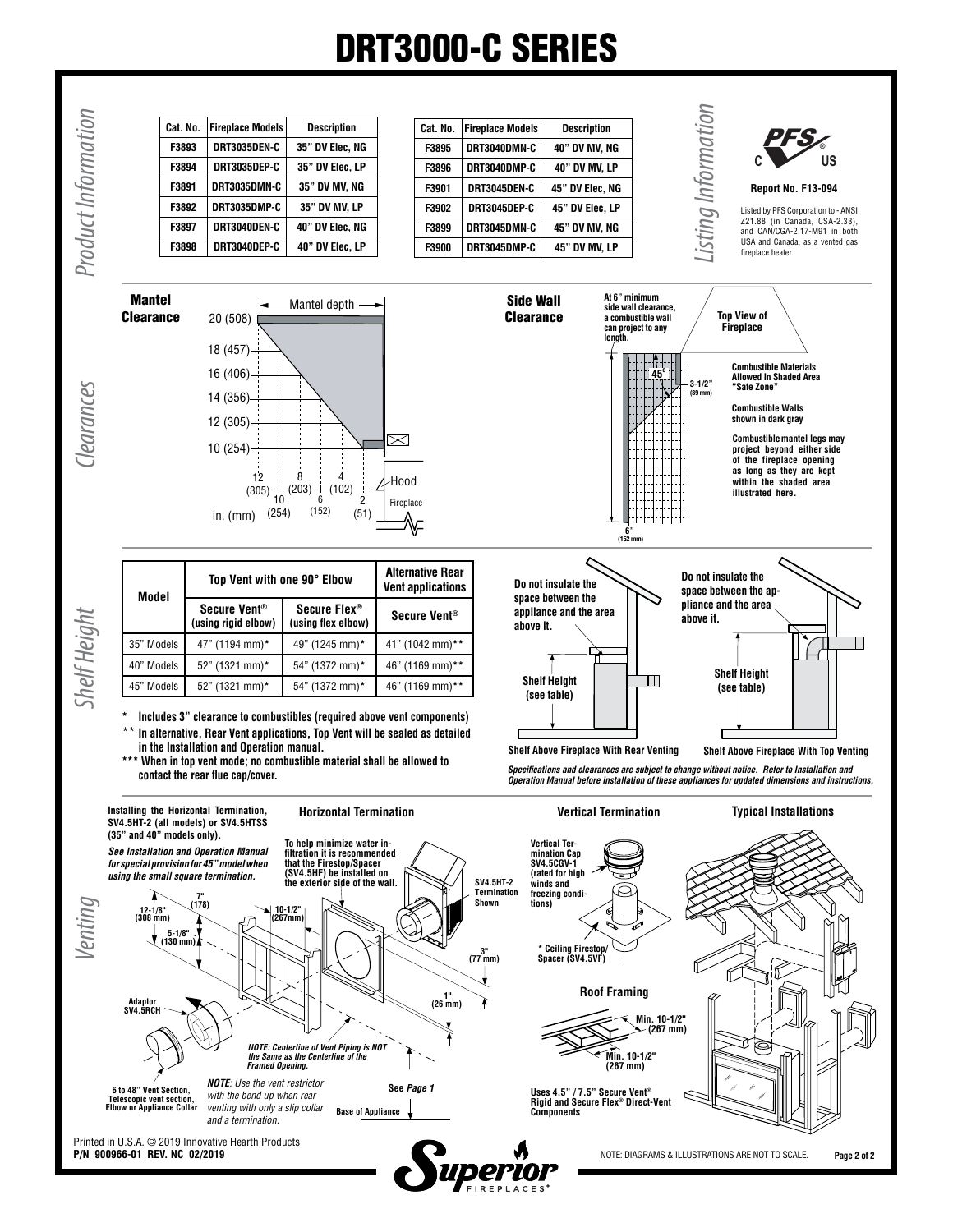# DRT3000-C SERIES

## Product Information

| Cat. No. | Fireplace Models | Description |
|---|---|---|
| F3893 | DRT3035DEN-C | 35" DV Elec, NG |
| F3894 | DRT3035DEP-C | 35" DV Elec, LP |
| F3891 | DRT3035DMN-C | 35" DV MV, NG |
| F3892 | DRT3035DMP-C | 35" DV MV, LP |
| F3897 | DRT3040DEN-C | 40" DV Elec, NG |
| F3898 | DRT3040DEP-C | 40" DV Elec, LP |
| F3895 | DRT3040DMN-C | 40" DV MV, NG |
| F3896 | DRT3040DMP-C | 40" DV MV, LP |
| F3901 | DRT3045DEN-C | 45" DV Elec, NG |
| F3902 | DRT3045DEP-C | 45" DV Elec, LP |
| F3899 | DRT3045DMN-C | 45" DV MV, NG |
| F3900 | DRT3045DMP-C | 45" DV MV, LP |

## Listing Information

PFS C US

**Report No. F13-094**

Listed by PFS Corporation to - ANSI Z21.88 (in Canada, CSA-2.33), and CAN/CGA-2.17-M91 in both USA and Canada, as a vented gas fireplace heater.

## Clearances

**Mantel Clearance**

Mantel depth

20 (508)
18 (457)
16 (406)
14 (356)
12 (305)
10 (254)

12 (305) 10 (254) 8 (203) 6 (152) 4 (102) 2 (51)

in. (mm)

Hood

Fireplace

**Side Wall Clearance**

At 6" minimum side wall clearance, a combustible wall can project to any length.

Top View of Fireplace

45°

3-1/2" (89 mm)

6" (152 mm)

Combustible Materials Allowed In Shaded Area "Safe Zone"

Combustible Walls shown in dark gray

Combustible mantel legs may project beyond either side of the fireplace opening as long as they are kept within the shaded area illustrated here.

## Shelf Height

| Model | Top Vent with one 90° Elbow | | Alternative Rear Vent applications |
|---|---|---|---|
| | Secure Vent® (using rigid elbow) | Secure Flex® (using flex elbow) | Secure Vent® |
| 35" Models | 47" (1194 mm)* | 49" (1245 mm)* | 41" (1042 mm)** |
| 40" Models | 52" (1321 mm)* | 54" (1372 mm)* | 46" (1169 mm)** |
| 45" Models | 52" (1321 mm)* | 54" (1372 mm)* | 46" (1169 mm)** |

\* Includes 3" clearance to combustibles (required above vent components)

** In alternative, Rear Vent applications, Top Vent will be sealed as detailed in the Installation and Operation manual.

*** When in top vent mode; no combustible material shall be allowed to contact the rear flue cap/cover.

Do not insulate the space between the appliance and the area above it.

Shelf Height (see table)

Shelf Above Fireplace With Rear Venting

Do not insulate the space between the appliance and the area above it.

Shelf Height (see table)

Shelf Above Fireplace With Top Venting

*Specifications and clearances are subject to change without notice. Refer to Installation and Operation Manual before installation of these appliances for updated dimensions and instructions.*

## Venting

**Installing the Horizontal Termination, SV4.5HT-2 (all models) or SV4.5HTSS (35" and 40" models only).**

*See Installation and Operation Manual for special provision for 45" model when using the small square termination.*

**Horizontal Termination**

To help minimize water infiltration it is recommended that the Firestop/Spacer (SV4.5HF) be installed on the exterior side of the wall.

SV4.5HT-2 Termination Shown

12-1/8" (308 mm)

7" (178)

5-1/8" (130 mm)

10-1/2" (267mm)

3" (77 mm)

1" (26 mm)

Adaptor SV4.5RCH

*NOTE: Centerline of Vent Piping is NOT the Same as the Centerline of the Framed Opening.*

6 to 48" Vent Section, Telescopic vent section, Elbow or Appliance Collar

*NOTE: Use the vent restrictor with the bend up when rear venting with only a slip collar and a termination.*

See *Page 1*

Base of Appliance

**Vertical Termination**

Vertical Termination Cap SV4.5CGV-1 (rated for high winds and freezing conditions)

\* Ceiling Firestop/ Spacer (SV4.5VF)

**Roof Framing**

Min. 10-1/2" (267 mm)

Min. 10-1/2" (267 mm)

Uses 4.5" / 7.5" Secure Vent® Rigid and Secure Flex® Direct-Vent Components

**Typical Installations**

Printed in U.S.A. © 2019 Innovative Hearth Products
**P/N 900966-01 REV. NC 02/2019**

Superior FIREPLACES

NOTE: DIAGRAMS & ILLUSTRATIONS ARE NOT TO SCALE.